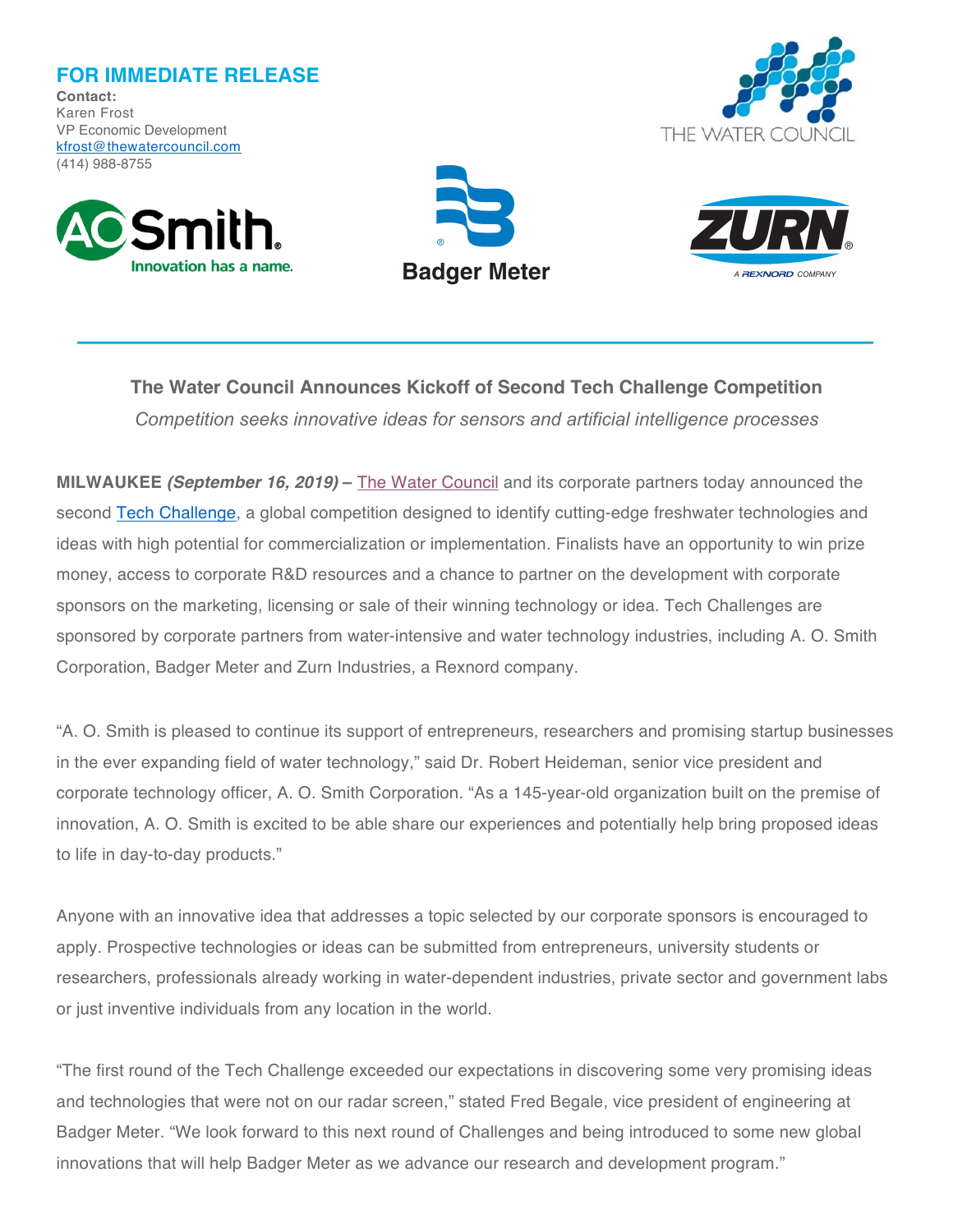**FOR IMMEDIATE RELEASE**

**Contact:**
Karen Frost
VP Economic Development
kfrost@thewatercouncil.com
(414) 988-8755

## The Water Council Announces Kickoff of Second Tech Challenge Competition

*Competition seeks innovative ideas for sensors and artificial intelligence processes*

**MILWAUKEE** ***(September 16, 2019)*** **–** The Water Council and its corporate partners today announced the second Tech Challenge, a global competition designed to identify cutting-edge freshwater technologies and ideas with high potential for commercialization or implementation. Finalists have an opportunity to win prize money, access to corporate R&D resources and a chance to partner on the development with corporate sponsors on the marketing, licensing or sale of their winning technology or idea. Tech Challenges are sponsored by corporate partners from water-intensive and water technology industries, including A. O. Smith Corporation, Badger Meter and Zurn Industries, a Rexnord company.

"A. O. Smith is pleased to continue its support of entrepreneurs, researchers and promising startup businesses in the ever expanding field of water technology," said Dr. Robert Heideman, senior vice president and corporate technology officer, A. O. Smith Corporation. "As a 145-year-old organization built on the premise of innovation, A. O. Smith is excited to be able share our experiences and potentially help bring proposed ideas to life in day-to-day products."

Anyone with an innovative idea that addresses a topic selected by our corporate sponsors is encouraged to apply. Prospective technologies or ideas can be submitted from entrepreneurs, university students or researchers, professionals already working in water-dependent industries, private sector and government labs or just inventive individuals from any location in the world.

"The first round of the Tech Challenge exceeded our expectations in discovering some very promising ideas and technologies that were not on our radar screen," stated Fred Begale, vice president of engineering at Badger Meter. "We look forward to this next round of Challenges and being introduced to some new global innovations that will help Badger Meter as we advance our research and development program."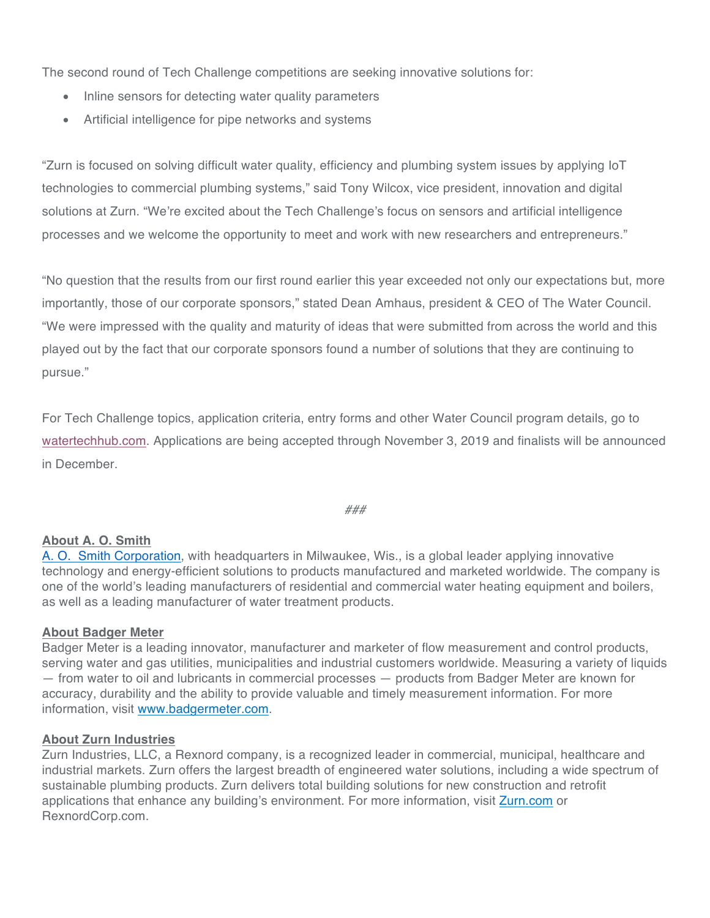The second round of Tech Challenge competitions are seeking innovative solutions for:

- Inline sensors for detecting water quality parameters
- Artificial intelligence for pipe networks and systems

"Zurn is focused on solving difficult water quality, efficiency and plumbing system issues by applying IoT technologies to commercial plumbing systems," said Tony Wilcox, vice president, innovation and digital solutions at Zurn. "We're excited about the Tech Challenge's focus on sensors and artificial intelligence processes and we welcome the opportunity to meet and work with new researchers and entrepreneurs."

"No question that the results from our first round earlier this year exceeded not only our expectations but, more importantly, those of our corporate sponsors," stated Dean Amhaus, president & CEO of The Water Council. "We were impressed with the quality and maturity of ideas that were submitted from across the world and this played out by the fact that our corporate sponsors found a number of solutions that they are continuing to pursue."

For Tech Challenge topics, application criteria, entry forms and other Water Council program details, go to watertechhub.com. Applications are being accepted through November 3, 2019 and finalists will be announced in December.

*###*

**About A. O. Smith**

A. O. Smith Corporation, with headquarters in Milwaukee, Wis., is a global leader applying innovative technology and energy-efficient solutions to products manufactured and marketed worldwide. The company is one of the world's leading manufacturers of residential and commercial water heating equipment and boilers, as well as a leading manufacturer of water treatment products.

**About Badger Meter**

Badger Meter is a leading innovator, manufacturer and marketer of flow measurement and control products, serving water and gas utilities, municipalities and industrial customers worldwide. Measuring a variety of liquids — from water to oil and lubricants in commercial processes — products from Badger Meter are known for accuracy, durability and the ability to provide valuable and timely measurement information. For more information, visit www.badgermeter.com.

**About Zurn Industries**

Zurn Industries, LLC, a Rexnord company, is a recognized leader in commercial, municipal, healthcare and industrial markets. Zurn offers the largest breadth of engineered water solutions, including a wide spectrum of sustainable plumbing products. Zurn delivers total building solutions for new construction and retrofit applications that enhance any building's environment. For more information, visit Zurn.com or RexnordCorp.com.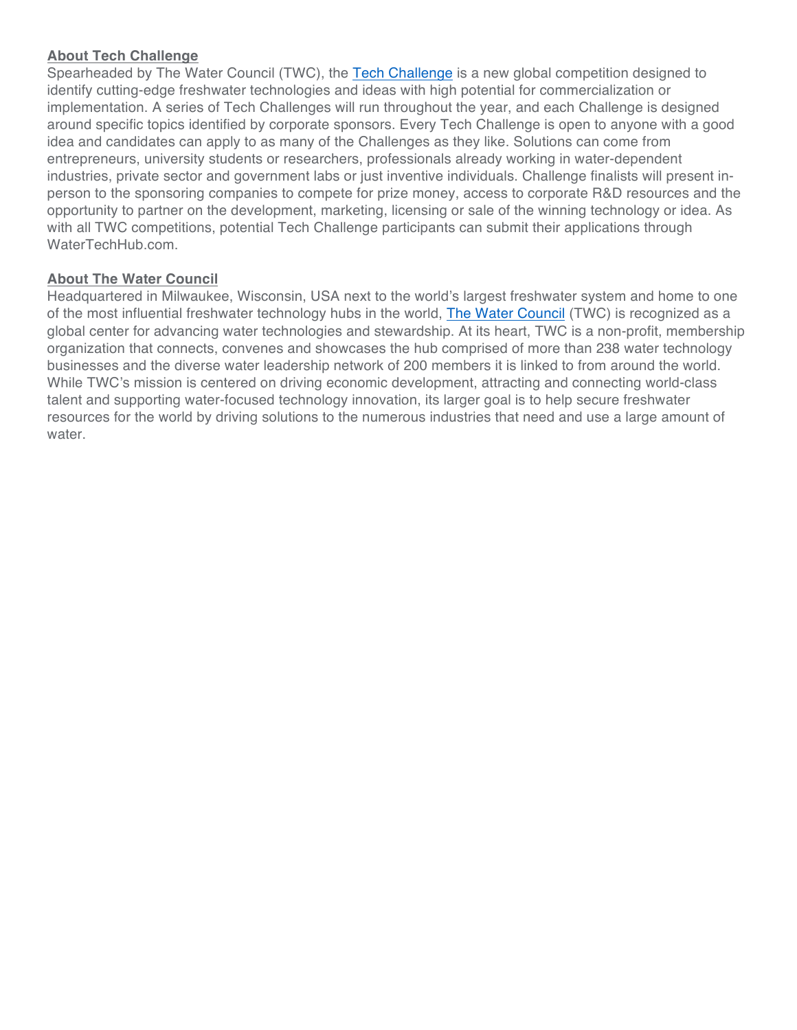**About Tech Challenge**

Spearheaded by The Water Council (TWC), the Tech Challenge is a new global competition designed to identify cutting-edge freshwater technologies and ideas with high potential for commercialization or implementation. A series of Tech Challenges will run throughout the year, and each Challenge is designed around specific topics identified by corporate sponsors. Every Tech Challenge is open to anyone with a good idea and candidates can apply to as many of the Challenges as they like. Solutions can come from entrepreneurs, university students or researchers, professionals already working in water-dependent industries, private sector and government labs or just inventive individuals. Challenge finalists will present in-person to the sponsoring companies to compete for prize money, access to corporate R&D resources and the opportunity to partner on the development, marketing, licensing or sale of the winning technology or idea. As with all TWC competitions, potential Tech Challenge participants can submit their applications through WaterTechHub.com.

**About The Water Council**

Headquartered in Milwaukee, Wisconsin, USA next to the world's largest freshwater system and home to one of the most influential freshwater technology hubs in the world, The Water Council (TWC) is recognized as a global center for advancing water technologies and stewardship. At its heart, TWC is a non-profit, membership organization that connects, convenes and showcases the hub comprised of more than 238 water technology businesses and the diverse water leadership network of 200 members it is linked to from around the world. While TWC's mission is centered on driving economic development, attracting and connecting world-class talent and supporting water-focused technology innovation, its larger goal is to help secure freshwater resources for the world by driving solutions to the numerous industries that need and use a large amount of water.